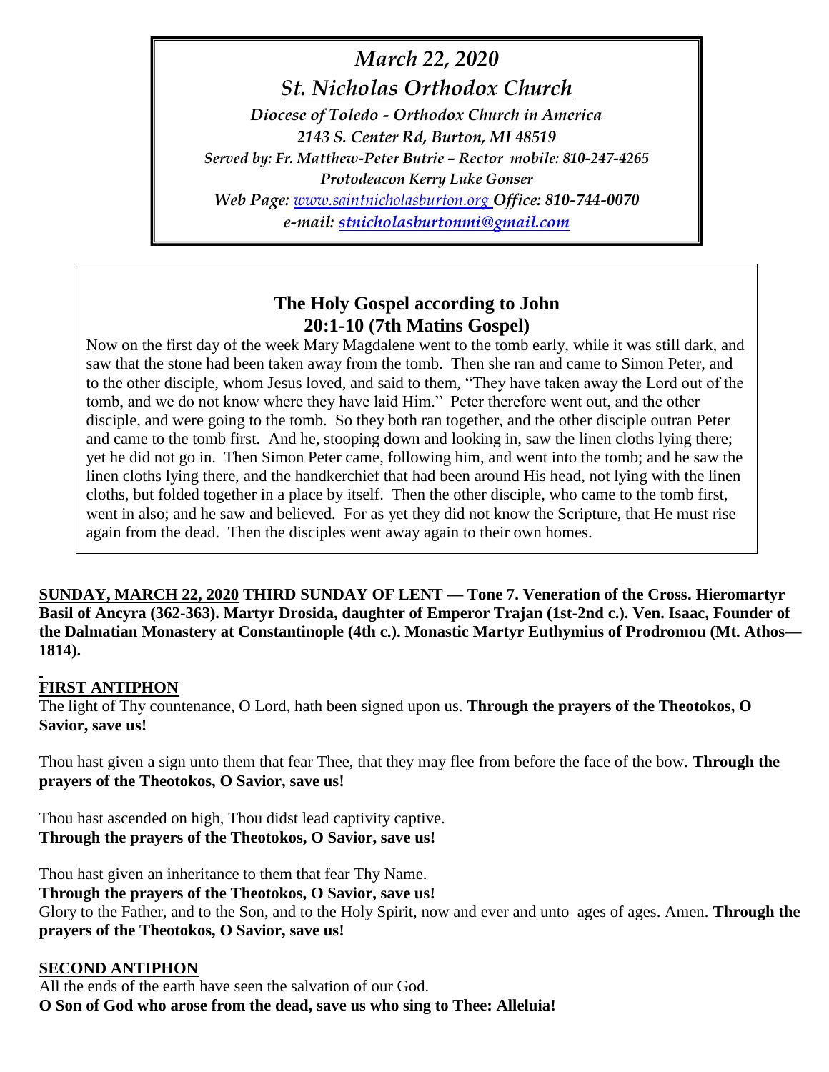*March 22, 2020*

*St. Nicholas Orthodox Church*

*Diocese of Toledo - Orthodox Church in America*

*2143 S. Center Rd, Burton, MI 48519*

*Served by: Fr. Matthew-Peter Butrie – Rector mobile: 810-247-4265*

*Protodeacon Kerry Luke Gonser*

*Web Page: www.saintnicholasburton.org Office: 810-744-0070*

*e-mail: stnicholasburtonmi@gmail.com*

## The Holy Gospel according to John 20:1-10 (7th Matins Gospel)

Now on the first day of the week Mary Magdalene went to the tomb early, while it was still dark, and saw that the stone had been taken away from the tomb. Then she ran and came to Simon Peter, and to the other disciple, whom Jesus loved, and said to them, "They have taken away the Lord out of the tomb, and we do not know where they have laid Him." Peter therefore went out, and the other disciple, and were going to the tomb. So they both ran together, and the other disciple outran Peter and came to the tomb first. And he, stooping down and looking in, saw the linen cloths lying there; yet he did not go in. Then Simon Peter came, following him, and went into the tomb; and he saw the linen cloths lying there, and the handkerchief that had been around His head, not lying with the linen cloths, but folded together in a place by itself. Then the other disciple, who came to the tomb first, went in also; and he saw and believed. For as yet they did not know the Scripture, that He must rise again from the dead. Then the disciples went away again to their own homes.

**SUNDAY, MARCH 22, 2020 THIRD SUNDAY OF LENT — Tone 7. Veneration of the Cross. Hieromartyr Basil of Ancyra (362-363). Martyr Drosida, daughter of Emperor Trajan (1st-2nd c.). Ven. Isaac, Founder of the Dalmatian Monastery at Constantinople (4th c.). Monastic Martyr Euthymius of Prodromou (Mt. Athos—1814).**

**FIRST ANTIPHON**

The light of Thy countenance, O Lord, hath been signed upon us. **Through the prayers of the Theotokos, O Savior, save us!**

Thou hast given a sign unto them that fear Thee, that they may flee from before the face of the bow. **Through the prayers of the Theotokos, O Savior, save us!**

Thou hast ascended on high, Thou didst lead captivity captive.
**Through the prayers of the Theotokos, O Savior, save us!**

Thou hast given an inheritance to them that fear Thy Name.
**Through the prayers of the Theotokos, O Savior, save us!**
Glory to the Father, and to the Son, and to the Holy Spirit, now and ever and unto ages of ages. Amen. **Through the prayers of the Theotokos, O Savior, save us!**

**SECOND ANTIPHON**

All the ends of the earth have seen the salvation of our God.
**O Son of God who arose from the dead, save us who sing to Thee: Alleluia!**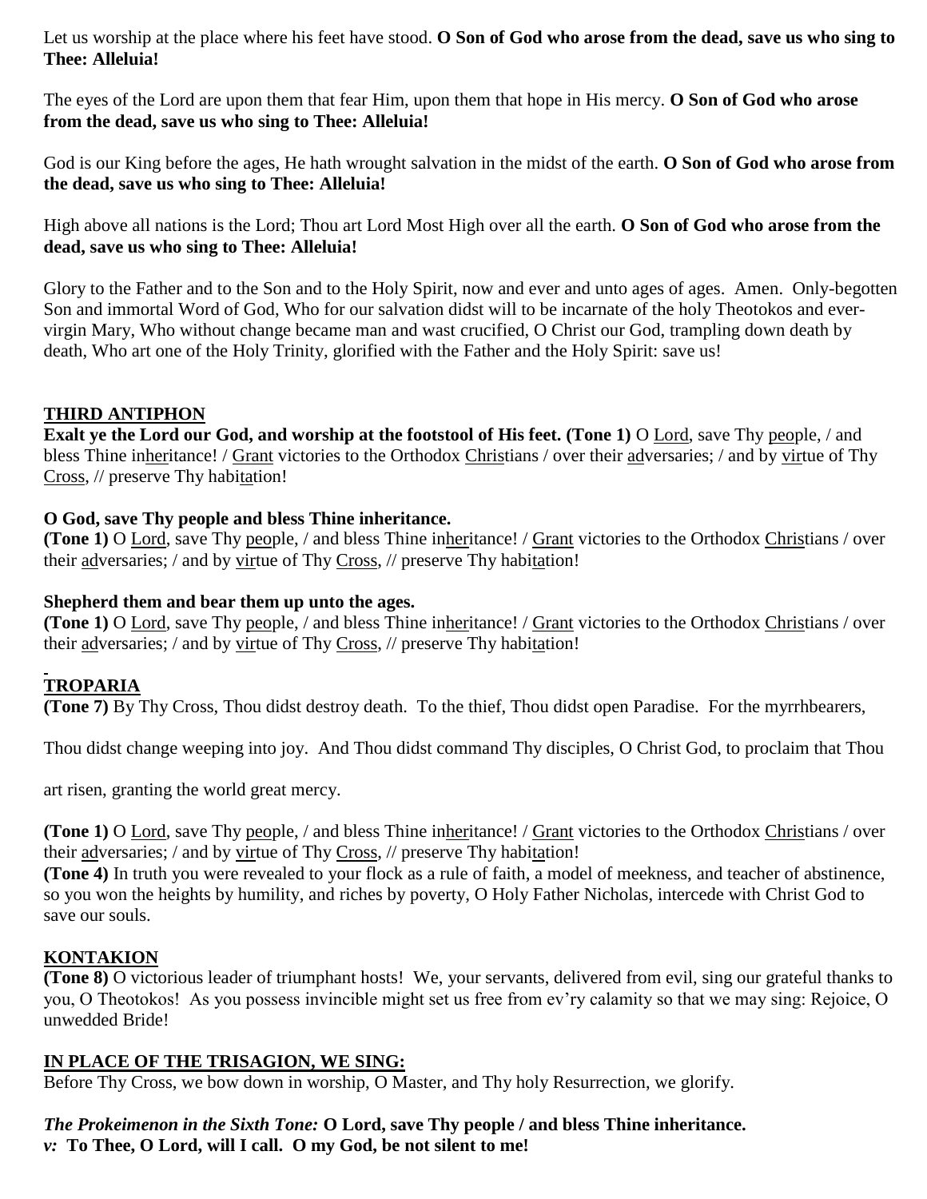Let us worship at the place where his feet have stood. **O Son of God who arose from the dead, save us who sing to Thee: Alleluia!**

The eyes of the Lord are upon them that fear Him, upon them that hope in His mercy. **O Son of God who arose from the dead, save us who sing to Thee: Alleluia!**

God is our King before the ages, He hath wrought salvation in the midst of the earth. **O Son of God who arose from the dead, save us who sing to Thee: Alleluia!**

High above all nations is the Lord; Thou art Lord Most High over all the earth. **O Son of God who arose from the dead, save us who sing to Thee: Alleluia!**

Glory to the Father and to the Son and to the Holy Spirit, now and ever and unto ages of ages. Amen. Only-begotten Son and immortal Word of God, Who for our salvation didst will to be incarnate of the holy Theotokos and ever-virgin Mary, Who without change became man and wast crucified, O Christ our God, trampling down death by death, Who art one of the Holy Trinity, glorified with the Father and the Holy Spirit: save us!

## THIRD ANTIPHON

**Exalt ye the Lord our God, and worship at the footstool of His feet. (Tone 1)** O Lord, save Thy people, / and bless Thine inheritance! / Grant victories to the Orthodox Christians / over their adversaries; / and by virtue of Thy Cross, // preserve Thy habitation!

**O God, save Thy people and bless Thine inheritance.**
**(Tone 1)** O Lord, save Thy people, / and bless Thine inheritance! / Grant victories to the Orthodox Christians / over their adversaries; / and by virtue of Thy Cross, // preserve Thy habitation!

**Shepherd them and bear them up unto the ages.**
**(Tone 1)** O Lord, save Thy people, / and bless Thine inheritance! / Grant victories to the Orthodox Christians / over their adversaries; / and by virtue of Thy Cross, // preserve Thy habitation!

## TROPARIA

**(Tone 7)** By Thy Cross, Thou didst destroy death. To the thief, Thou didst open Paradise. For the myrrhbearers,

Thou didst change weeping into joy. And Thou didst command Thy disciples, O Christ God, to proclaim that Thou

art risen, granting the world great mercy.

**(Tone 1)** O Lord, save Thy people, / and bless Thine inheritance! / Grant victories to the Orthodox Christians / over their adversaries; / and by virtue of Thy Cross, // preserve Thy habitation!
**(Tone 4)** In truth you were revealed to your flock as a rule of faith, a model of meekness, and teacher of abstinence, so you won the heights by humility, and riches by poverty, O Holy Father Nicholas, intercede with Christ God to save our souls.

## KONTAKION

**(Tone 8)** O victorious leader of triumphant hosts! We, your servants, delivered from evil, sing our grateful thanks to you, O Theotokos! As you possess invincible might set us free from ev'ry calamity so that we may sing: Rejoice, O unwedded Bride!

## IN PLACE OF THE TRISAGION, WE SING:

Before Thy Cross, we bow down in worship, O Master, and Thy holy Resurrection, we glorify.

***The Prokeimenon in the Sixth Tone:*** **O Lord, save Thy people / and bless Thine inheritance.**
***v:*** **To Thee, O Lord, will I call. O my God, be not silent to me!**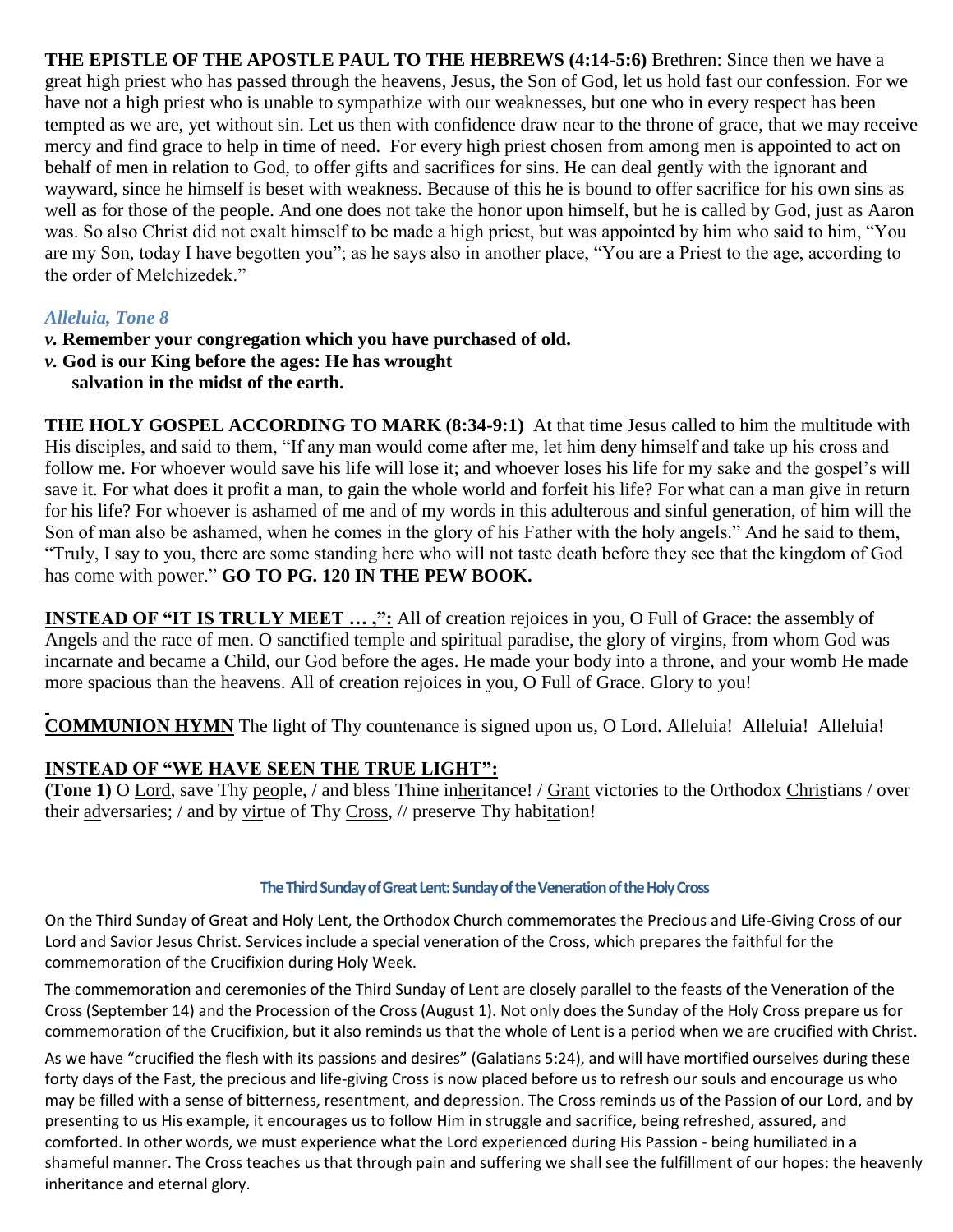**THE EPISTLE OF THE APOSTLE PAUL TO THE HEBREWS (4:14-5:6)** Brethren: Since then we have a great high priest who has passed through the heavens, Jesus, the Son of God, let us hold fast our confession. For we have not a high priest who is unable to sympathize with our weaknesses, but one who in every respect has been tempted as we are, yet without sin. Let us then with confidence draw near to the throne of grace, that we may receive mercy and find grace to help in time of need. For every high priest chosen from among men is appointed to act on behalf of men in relation to God, to offer gifts and sacrifices for sins. He can deal gently with the ignorant and wayward, since he himself is beset with weakness. Because of this he is bound to offer sacrifice for his own sins as well as for those of the people. And one does not take the honor upon himself, but he is called by God, just as Aaron was. So also Christ did not exalt himself to be made a high priest, but was appointed by him who said to him, "You are my Son, today I have begotten you"; as he says also in another place, "You are a Priest to the age, according to the order of Melchizedek."

*Alleluia, Tone 8*

*v.* **Remember your congregation which you have purchased of old.**
*v.* **God is our King before the ages: He has wrought salvation in the midst of the earth.**

**THE HOLY GOSPEL ACCORDING TO MARK (8:34-9:1)** At that time Jesus called to him the multitude with His disciples, and said to them, "If any man would come after me, let him deny himself and take up his cross and follow me. For whoever would save his life will lose it; and whoever loses his life for my sake and the gospel's will save it. For what does it profit a man, to gain the whole world and forfeit his life? For what can a man give in return for his life? For whoever is ashamed of me and of my words in this adulterous and sinful generation, of him will the Son of man also be ashamed, when he comes in the glory of his Father with the holy angels." And he said to them, "Truly, I say to you, there are some standing here who will not taste death before they see that the kingdom of God has come with power." **GO TO PG. 120 IN THE PEW BOOK.**

**INSTEAD OF "IT IS TRULY MEET … ,":** All of creation rejoices in you, O Full of Grace: the assembly of Angels and the race of men. O sanctified temple and spiritual paradise, the glory of virgins, from whom God was incarnate and became a Child, our God before the ages. He made your body into a throne, and your womb He made more spacious than the heavens. All of creation rejoices in you, O Full of Grace. Glory to you!

**COMMUNION HYMN** The light of Thy countenance is signed upon us, O Lord. Alleluia! Alleluia! Alleluia!

**INSTEAD OF "WE HAVE SEEN THE TRUE LIGHT":**
**(Tone 1)** O Lord, save Thy people, / and bless Thine inheritance! / Grant victories to the Orthodox Christians / over their adversaries; / and by virtue of Thy Cross, // preserve Thy habitation!

**The Third Sunday of Great Lent: Sunday of the Veneration of the Holy Cross**

On the Third Sunday of Great and Holy Lent, the Orthodox Church commemorates the Precious and Life-Giving Cross of our Lord and Savior Jesus Christ. Services include a special veneration of the Cross, which prepares the faithful for the commemoration of the Crucifixion during Holy Week.

The commemoration and ceremonies of the Third Sunday of Lent are closely parallel to the feasts of the Veneration of the Cross (September 14) and the Procession of the Cross (August 1). Not only does the Sunday of the Holy Cross prepare us for commemoration of the Crucifixion, but it also reminds us that the whole of Lent is a period when we are crucified with Christ.

As we have "crucified the flesh with its passions and desires" (Galatians 5:24), and will have mortified ourselves during these forty days of the Fast, the precious and life-giving Cross is now placed before us to refresh our souls and encourage us who may be filled with a sense of bitterness, resentment, and depression. The Cross reminds us of the Passion of our Lord, and by presenting to us His example, it encourages us to follow Him in struggle and sacrifice, being refreshed, assured, and comforted. In other words, we must experience what the Lord experienced during His Passion - being humiliated in a shameful manner. The Cross teaches us that through pain and suffering we shall see the fulfillment of our hopes: the heavenly inheritance and eternal glory.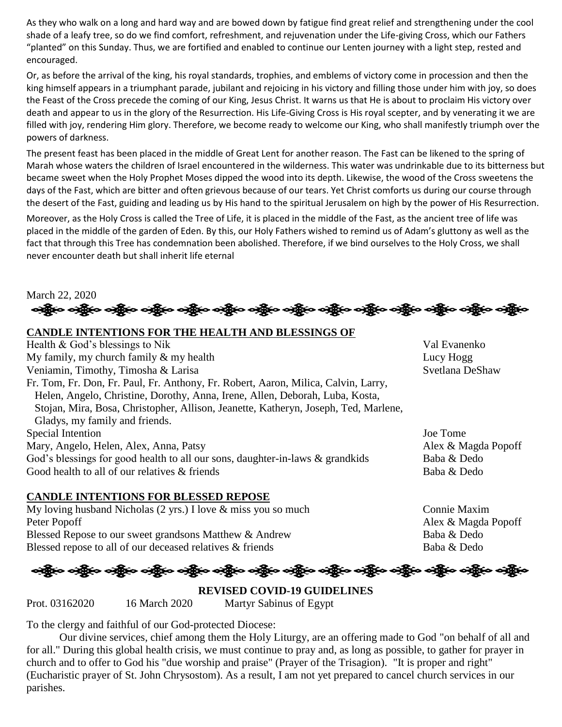As they who walk on a long and hard way and are bowed down by fatigue find great relief and strengthening under the cool shade of a leafy tree, so do we find comfort, refreshment, and rejuvenation under the Life-giving Cross, which our Fathers "planted" on this Sunday. Thus, we are fortified and enabled to continue our Lenten journey with a light step, rested and encouraged.

Or, as before the arrival of the king, his royal standards, trophies, and emblems of victory come in procession and then the king himself appears in a triumphant parade, jubilant and rejoicing in his victory and filling those under him with joy, so does the Feast of the Cross precede the coming of our King, Jesus Christ. It warns us that He is about to proclaim His victory over death and appear to us in the glory of the Resurrection. His Life-Giving Cross is His royal scepter, and by venerating it we are filled with joy, rendering Him glory. Therefore, we become ready to welcome our King, who shall manifestly triumph over the powers of darkness.

The present feast has been placed in the middle of Great Lent for another reason. The Fast can be likened to the spring of Marah whose waters the children of Israel encountered in the wilderness. This water was undrinkable due to its bitterness but became sweet when the Holy Prophet Moses dipped the wood into its depth. Likewise, the wood of the Cross sweetens the days of the Fast, which are bitter and often grievous because of our tears. Yet Christ comforts us during our course through the desert of the Fast, guiding and leading us by His hand to the spiritual Jerusalem on high by the power of His Resurrection.

Moreover, as the Holy Cross is called the Tree of Life, it is placed in the middle of the Fast, as the ancient tree of life was placed in the middle of the garden of Eden. By this, our Holy Fathers wished to remind us of Adam's gluttony as well as the fact that through this Tree has condemnation been abolished. Therefore, if we bind ourselves to the Holy Cross, we shall never encounter death but shall inherit life eternal

March 22, 2020

## CANDLE INTENTIONS FOR THE HEALTH AND BLESSINGS OF

| Intention | Offered by |
|---|---|
| Health & God's blessings to Nik | Val Evanenko |
| My family, my church family & my health | Lucy Hogg |
| Veniamin, Timothy, Timosha & Larisa | Svetlana DeShaw |
| Fr. Tom, Fr. Don, Fr. Paul, Fr. Anthony, Fr. Robert, Aaron, Milica, Calvin, Larry, Helen, Angelo, Christine, Dorothy, Anna, Irene, Allen, Deborah, Luba, Kosta, Stojan, Mira, Bosa, Christopher, Allison, Jeanette, Katheryn, Joseph, Ted, Marlene, Gladys, my family and friends. | |
| Special Intention | Joe Tome |
| Mary, Angelo, Helen, Alex, Anna, Patsy | Alex & Magda Popoff |
| God's blessings for good health to all our sons, daughter-in-laws & grandkids | Baba & Dedo |
| Good health to all of our relatives & friends | Baba & Dedo |

## CANDLE INTENTIONS FOR BLESSED REPOSE

| Intention | Offered by |
|---|---|
| My loving husband Nicholas (2 yrs.) I love & miss you so much | Connie Maxim |
| Peter Popoff | Alex & Magda Popoff |
| Blessed Repose to our sweet grandsons Matthew & Andrew | Baba & Dedo |
| Blessed repose to all of our deceased relatives & friends | Baba & Dedo |

## REVISED COVID-19 GUIDELINES

Prot. 03162020 16 March 2020 Martyr Sabinus of Egypt

To the clergy and faithful of our God-protected Diocese:

Our divine services, chief among them the Holy Liturgy, are an offering made to God "on behalf of all and for all." During this global health crisis, we must continue to pray and, as long as possible, to gather for prayer in church and to offer to God his "due worship and praise" (Prayer of the Trisagion). "It is proper and right" (Eucharistic prayer of St. John Chrysostom). As a result, I am not yet prepared to cancel church services in our parishes.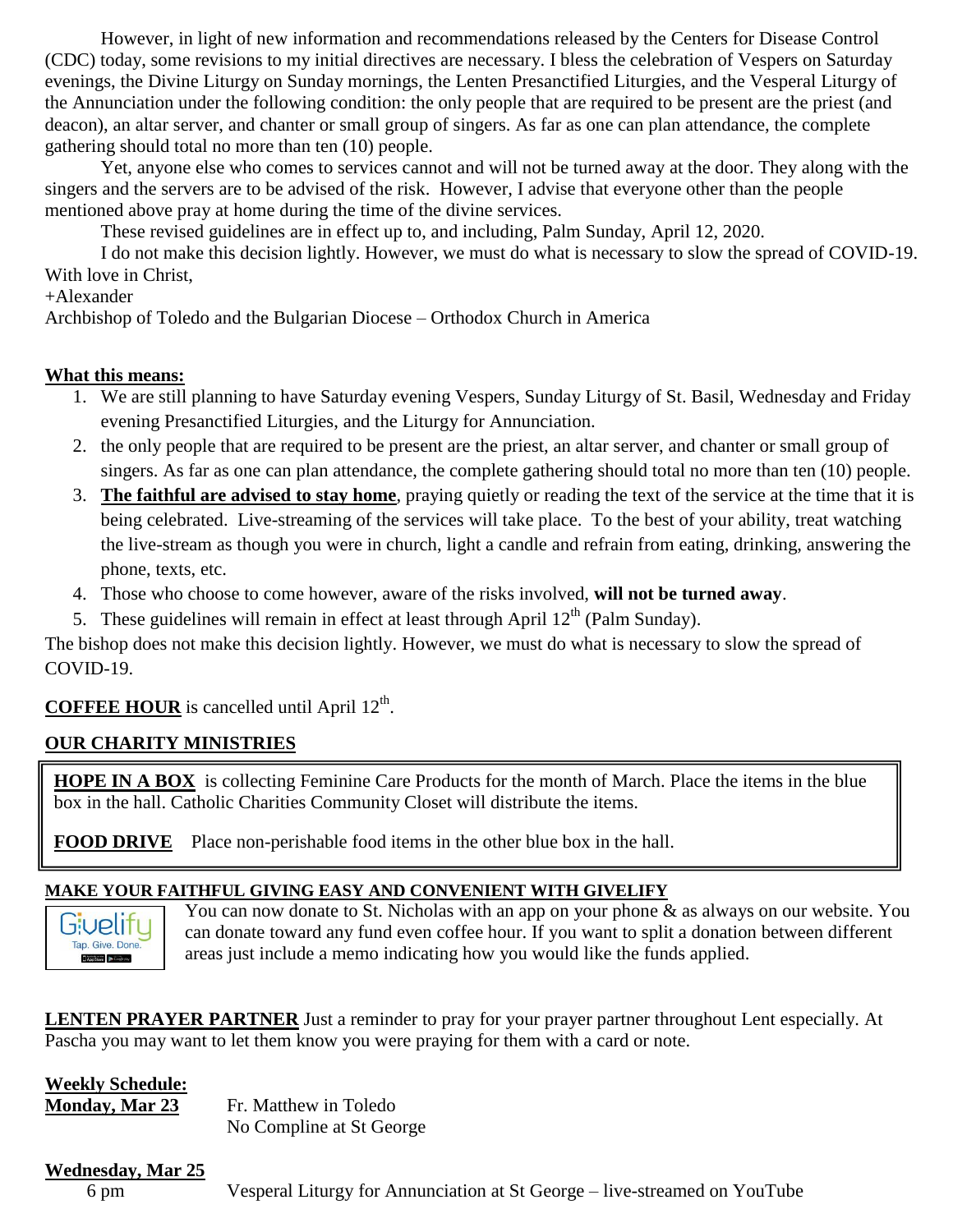However, in light of new information and recommendations released by the Centers for Disease Control (CDC) today, some revisions to my initial directives are necessary. I bless the celebration of Vespers on Saturday evenings, the Divine Liturgy on Sunday mornings, the Lenten Presanctified Liturgies, and the Vesperal Liturgy of the Annunciation under the following condition: the only people that are required to be present are the priest (and deacon), an altar server, and chanter or small group of singers. As far as one can plan attendance, the complete gathering should total no more than ten (10) people.

Yet, anyone else who comes to services cannot and will not be turned away at the door. They along with the singers and the servers are to be advised of the risk. However, I advise that everyone other than the people mentioned above pray at home during the time of the divine services.

These revised guidelines are in effect up to, and including, Palm Sunday, April 12, 2020.

I do not make this decision lightly. However, we must do what is necessary to slow the spread of COVID-19.

With love in Christ,

+Alexander

Archbishop of Toledo and the Bulgarian Diocese – Orthodox Church in America

**What this means:**

1. We are still planning to have Saturday evening Vespers, Sunday Liturgy of St. Basil, Wednesday and Friday evening Presanctified Liturgies, and the Liturgy for Annunciation.
2. the only people that are required to be present are the priest, an altar server, and chanter or small group of singers. As far as one can plan attendance, the complete gathering should total no more than ten (10) people.
3. **The faithful are advised to stay home**, praying quietly or reading the text of the service at the time that it is being celebrated. Live-streaming of the services will take place. To the best of your ability, treat watching the live-stream as though you were in church, light a candle and refrain from eating, drinking, answering the phone, texts, etc.
4. Those who choose to come however, aware of the risks involved, **will not be turned away**.
5. These guidelines will remain in effect at least through April 12th (Palm Sunday).

The bishop does not make this decision lightly. However, we must do what is necessary to slow the spread of COVID-19.

**COFFEE HOUR** is cancelled until April 12th.

**OUR CHARITY MINISTRIES**

**HOPE IN A BOX** is collecting Feminine Care Products for the month of March. Place the items in the blue box in the hall. Catholic Charities Community Closet will distribute the items.

**FOOD DRIVE** Place non-perishable food items in the other blue box in the hall.

**MAKE YOUR FAITHFUL GIVING EASY AND CONVENIENT WITH GIVELIFY**

Givelify Tap. Give. Done.

You can now donate to St. Nicholas with an app on your phone & as always on our website. You can donate toward any fund even coffee hour. If you want to split a donation between different areas just include a memo indicating how you would like the funds applied.

**LENTEN PRAYER PARTNER** Just a reminder to pray for your prayer partner throughout Lent especially. At Pascha you may want to let them know you were praying for them with a card or note.

**Weekly Schedule:**

**Monday, Mar 23** Fr. Matthew in Toledo
No Compline at St George

**Wednesday, Mar 25**
6 pm Vesperal Liturgy for Annunciation at St George – live-streamed on YouTube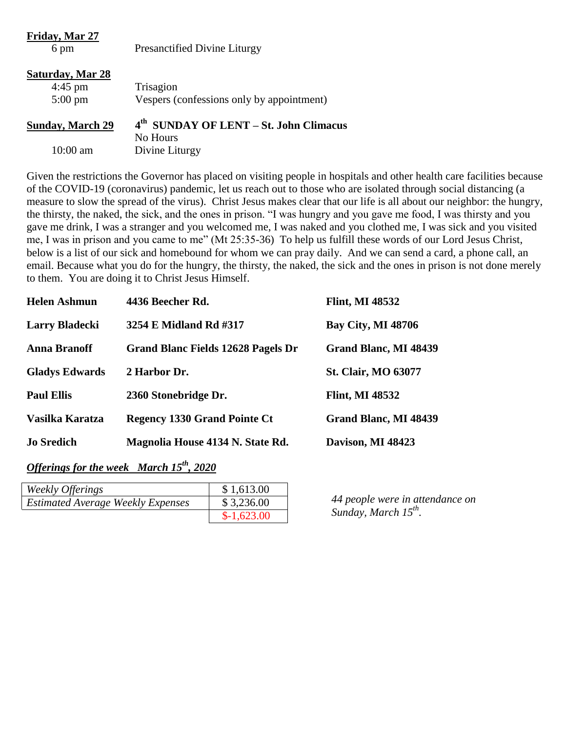**Friday, Mar 27**

| | |
|---|---|
| 6 pm | Presanctified Divine Liturgy |

**Saturday, Mar 28**

| | |
|---|---|
| 4:45 pm | Trisagion |
| 5:00 pm | Vespers (confessions only by appointment) |

**Sunday, March 29** — **4th SUNDAY OF LENT – St. John Climacus**

| | |
|---|---|
| | No Hours |
| 10:00 am | Divine Liturgy |

Given the restrictions the Governor has placed on visiting people in hospitals and other health care facilities because of the COVID-19 (coronavirus) pandemic, let us reach out to those who are isolated through social distancing (a measure to slow the spread of the virus). Christ Jesus makes clear that our life is all about our neighbor: the hungry, the thirsty, the naked, the sick, and the ones in prison. "I was hungry and you gave me food, I was thirsty and you gave me drink, I was a stranger and you welcomed me, I was naked and you clothed me, I was sick and you visited me, I was in prison and you came to me" (Mt 25:35-36) To help us fulfill these words of our Lord Jesus Christ, below is a list of our sick and homebound for whom we can pray daily. And we can send a card, a phone call, an email. Because what you do for the hungry, the thirsty, the naked, the sick and the ones in prison is not done merely to them. You are doing it to Christ Jesus Himself.

| | | |
|---|---|---|
| **Helen Ashmun** | **4436 Beecher Rd.** | **Flint, MI 48532** |
| **Larry Bladecki** | **3254 E Midland Rd #317** | **Bay City, MI 48706** |
| **Anna Branoff** | **Grand Blanc Fields 12628 Pagels Dr** | **Grand Blanc, MI 48439** |
| **Gladys Edwards** | **2 Harbor Dr.** | **St. Clair, MO 63077** |
| **Paul Ellis** | **2360 Stonebridge Dr.** | **Flint, MI 48532** |
| **Vasilka Karatza** | **Regency 1330 Grand Pointe Ct** | **Grand Blanc, MI 48439** |
| **Jo Sredich** | **Magnolia House 4134 N. State Rd.** | **Davison, MI 48423** |

***Offerings for the week March 15th, 2020***

| | |
|---|---|
| *Weekly Offerings* | $ 1,613.00 |
| *Estimated Average Weekly Expenses* | $ 3,236.00 |
| | $-1,623.00 |

*44 people were in attendance on Sunday, March 15th.*